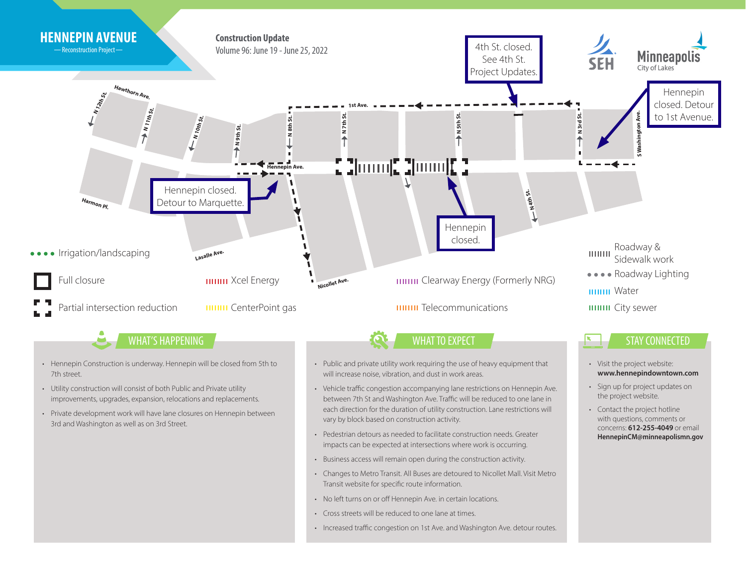# HENNEPIN AVENUE

— Reconstruction Project —

**Construction Update**

Volume 96: June 19 - June 25, 2022

SEH

Minneapolis
City of Lakes

4th St. closed. See 4th St. Project Updates.

Hennepin closed. Detour to 1st Avenue.

Hennepin closed. Detour to Marquette.

Hennepin closed.

Hawthorn Ave.
N 12th St.
N 11th St.
N 10th St.
N 9th St.
N 8th St.
1st Ave.
N 7th St.
N 5th St.
N 3rd St.
S Washington Ave.
Hennepin Ave.
Harmon Pl.
Lasalle Ave.
Nicollet Ave.
N 4th St.

Irrigation/landscaping

Full closure

Partial intersection reduction

Xcel Energy

CenterPoint gas

Clearway Energy (Formerly NRG)

Telecommunications

Roadway & Sidewalk work

Roadway Lighting

Water

City sewer

## WHAT'S HAPPENING

- Hennepin Construction is underway. Hennepin will be closed from 5th to 7th street.
- Utility construction will consist of both Public and Private utility improvements, upgrades, expansion, relocations and replacements.
- Private development work will have lane closures on Hennepin between 3rd and Washington as well as on 3rd Street.

## WHAT TO EXPECT

- Public and private utility work requiring the use of heavy equipment that will increase noise, vibration, and dust in work areas.
- Vehicle traffic congestion accompanying lane restrictions on Hennepin Ave. between 7th St and Washington Ave. Traffic will be reduced to one lane in each direction for the duration of utility construction. Lane restrictions will vary by block based on construction activity.
- Pedestrian detours as needed to facilitate construction needs. Greater impacts can be expected at intersections where work is occurring.
- Business access will remain open during the construction activity.
- Changes to Metro Transit. All Buses are detoured to Nicollet Mall. Visit Metro Transit website for specific route information.
- No left turns on or off Hennepin Ave. in certain locations.
- Cross streets will be reduced to one lane at times.
- Increased traffic congestion on 1st Ave. and Washington Ave. detour routes.

## STAY CONNECTED

- Visit the project website: **www.hennepindowntown.com**
- Sign up for project updates on the project website.
- Contact the project hotline with questions, comments or concerns: **612-255-4049** or email **HennepinCM@minneapolismn.gov**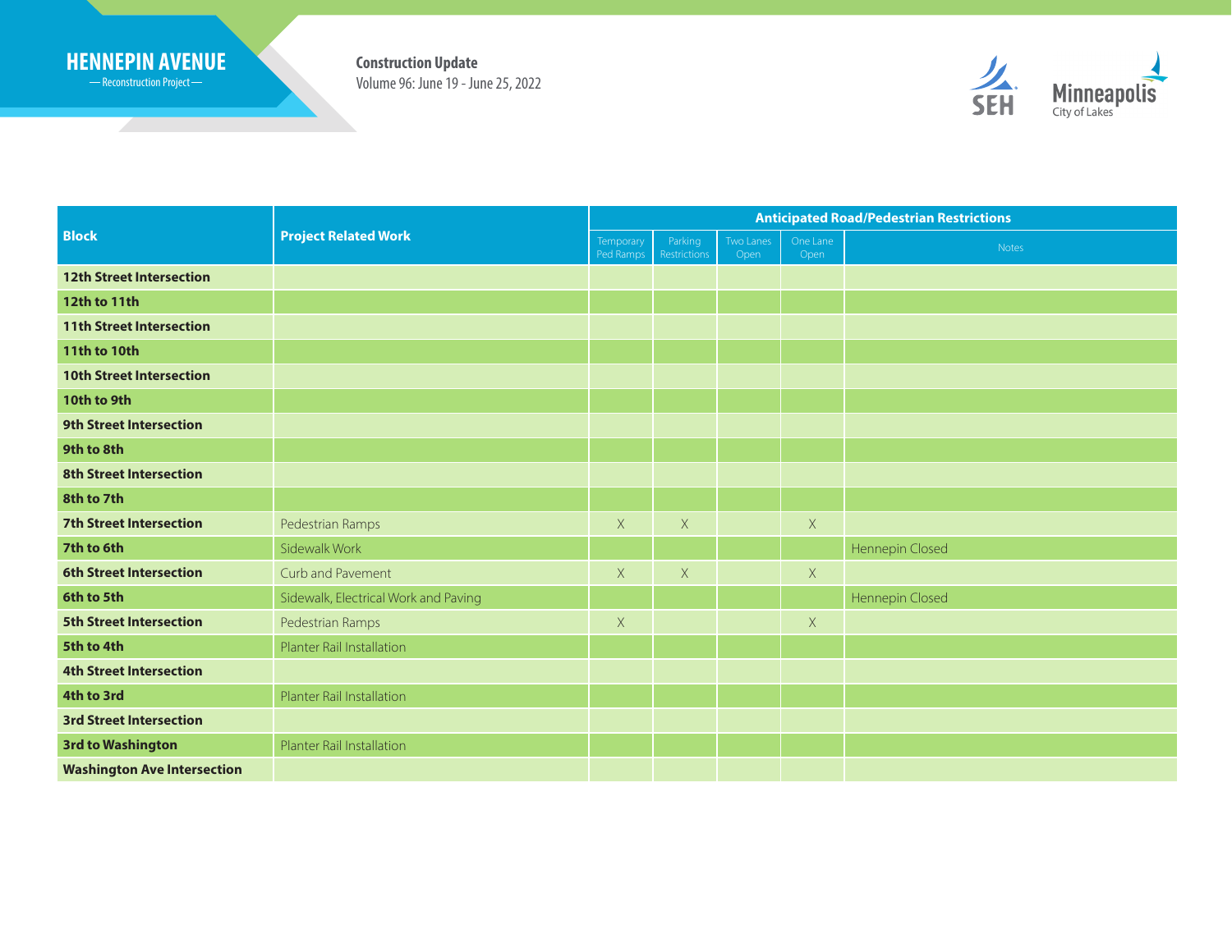**HENNEPIN AVENUE**
— Reconstruction Project —

**Construction Update**
Volume 96: June 19 - June 25, 2022

SEH | Minneapolis City of Lakes

| Block | Project Related Work | Anticipated Road/Pedestrian Restrictions | | | | |
|---|---|---|---|---|---|---|
| | | Temporary Ped Ramps | Parking Restrictions | Two Lanes Open | One Lane Open | Notes |
| **12th Street Intersection** | | | | | | |
| **12th to 11th** | | | | | | |
| **11th Street Intersection** | | | | | | |
| **11th to 10th** | | | | | | |
| **10th Street Intersection** | | | | | | |
| **10th to 9th** | | | | | | |
| **9th Street Intersection** | | | | | | |
| **9th to 8th** | | | | | | |
| **8th Street Intersection** | | | | | | |
| **8th to 7th** | | | | | | |
| **7th Street Intersection** | Pedestrian Ramps | X | X | | X | |
| **7th to 6th** | Sidewalk Work | | | | | Hennepin Closed |
| **6th Street Intersection** | Curb and Pavement | X | X | | X | |
| **6th to 5th** | Sidewalk, Electrical Work and Paving | | | | | Hennepin Closed |
| **5th Street Intersection** | Pedestrian Ramps | X | | | X | |
| **5th to 4th** | Planter Rail Installation | | | | | |
| **4th Street Intersection** | | | | | | |
| **4th to 3rd** | Planter Rail Installation | | | | | |
| **3rd Street Intersection** | | | | | | |
| **3rd to Washington** | Planter Rail Installation | | | | | |
| **Washington Ave Intersection** | | | | | | |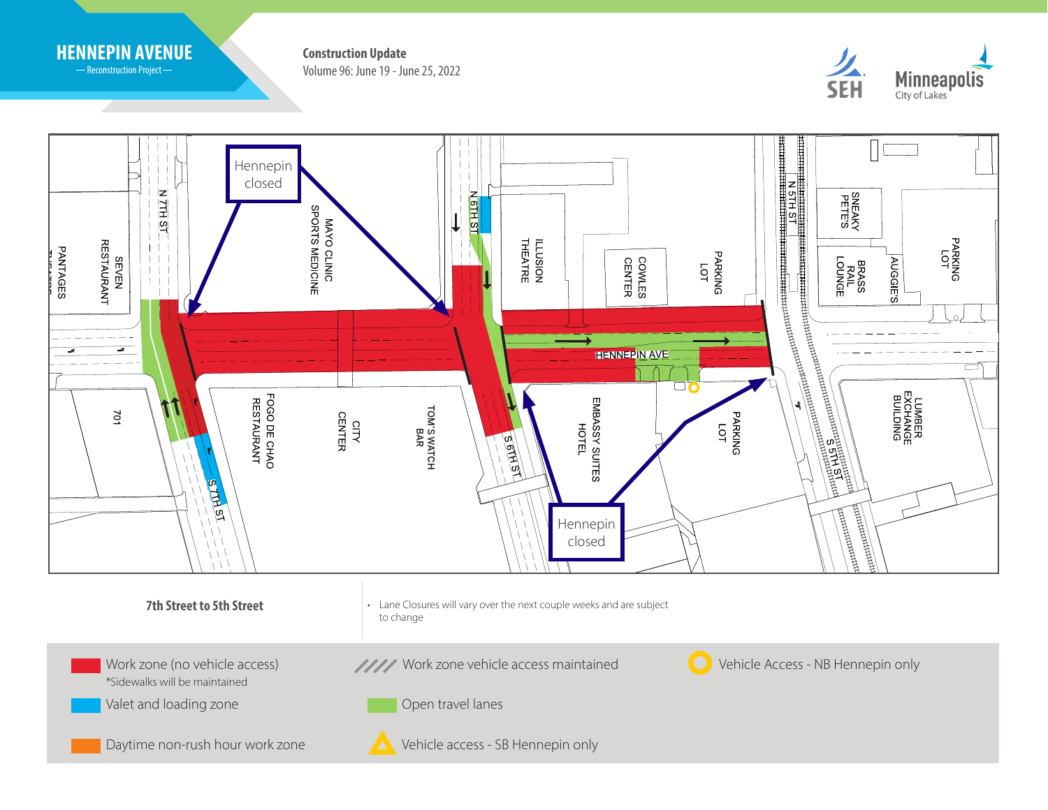# HENNEPIN AVENUE

— Reconstruction Project —

**Construction Update**

Volume 96: June 19 - June 25, 2022

SEH

Minneapolis
City of Lakes

Hennepin closed

Hennepin closed

N 7TH ST

S 7TH ST

N 6TH ST

S 6TH ST

N 5TH ST

S 5TH ST

HENNEPIN AVE

PANTAGES THEATRE

SEVEN RESTAURANT

701

MAYO CLINIC SPORTS MEDICINE

FOGO DE CHAO RESTAURANT

CITY CENTER

TOM'S WATCH BAR

ILLUSION THEATRE

COWLES CENTER

PARKING LOT

EMBASSY SUITES HOTEL

PARKING LOT

SNEAKY PETE'S

BRASS RAIL LOUNGE

AUGGIE'S

PARKING LOT

LUMBER EXCHANGE BUILDING

**7th Street to 5th Street**

- Lane Closures will vary over the next couple weeks and are subject to change

Work zone (no vehicle access)
*Sidewalks will be maintained

Valet and loading zone

Daytime non-rush hour work zone

Work zone vehicle access maintained

Open travel lanes

Vehicle access - SB Hennepin only

Vehicle Access - NB Hennepin only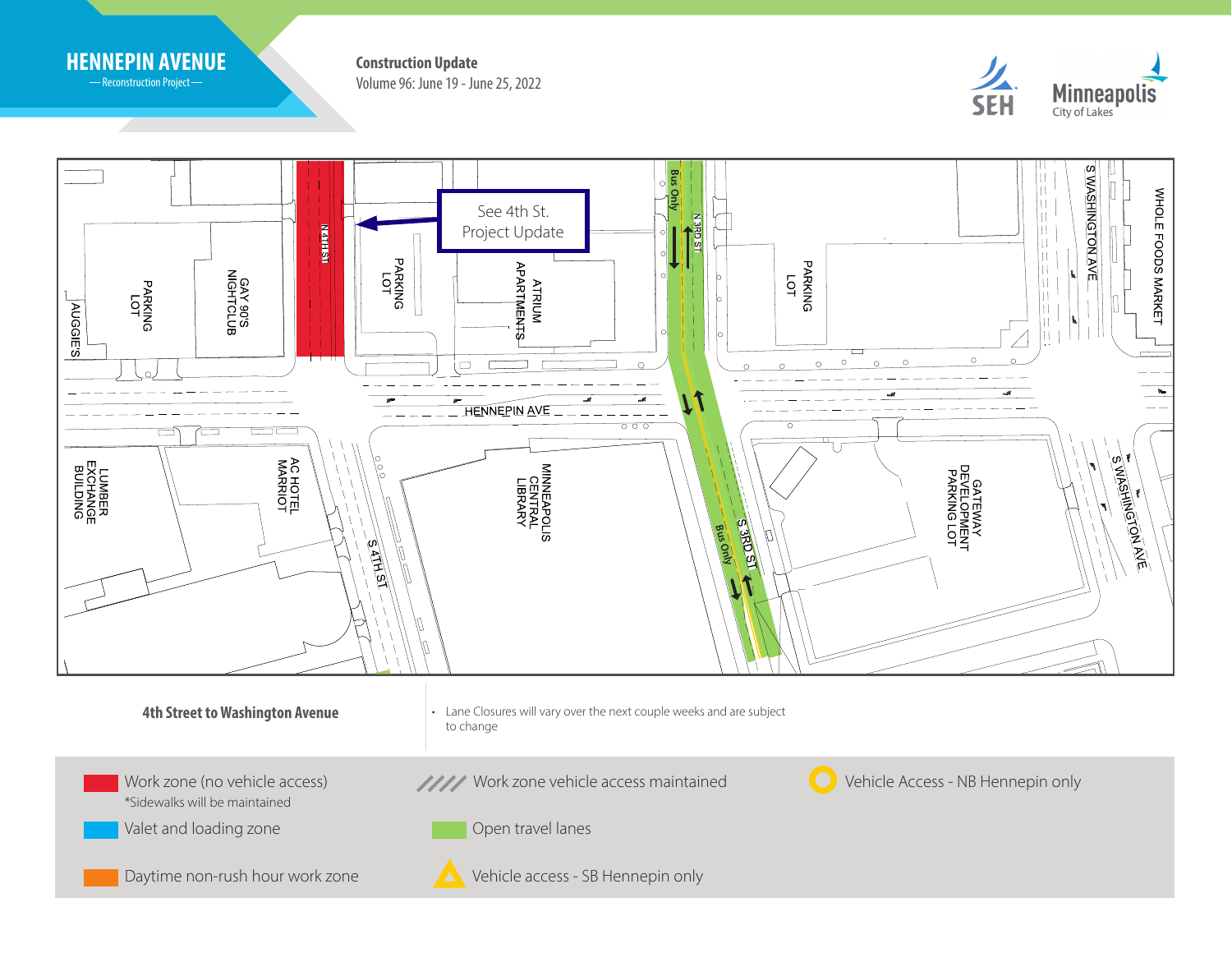# HENNEPIN AVENUE

— Reconstruction Project —

**Construction Update**

Volume 96: June 19 - June 25, 2022

SEH

Minneapolis
City of Lakes

See 4th St. Project Update

N 4TH ST

PARKING LOT

GAY 90'S NIGHTCLUB

AUGGIE'S

PARKING LOT

ATRIUM APARTMENTS

Bus Only

N 3RD ST

PARKING LOT

S WASHINGTON AVE

WHOLE FOODS MARKET

HENNEPIN AVE

LUMBER EXCHANGE BUILDING

AC HOTEL MARRIOT

S 4TH ST

MINNEAPOLIS CENTRAL LIBRARY

S 3RD ST

Bus Only

GATEWAY DEVELOPMENT PARKING LOT

S WASHINGTON AVE

## 4th Street to Washington Avenue

- Lane Closures will vary over the next couple weeks and are subject to change

Work zone (no vehicle access)
*Sidewalks will be maintained

Valet and loading zone

Daytime non-rush hour work zone

Work zone vehicle access maintained

Open travel lanes

Vehicle access - SB Hennepin only

Vehicle Access - NB Hennepin only